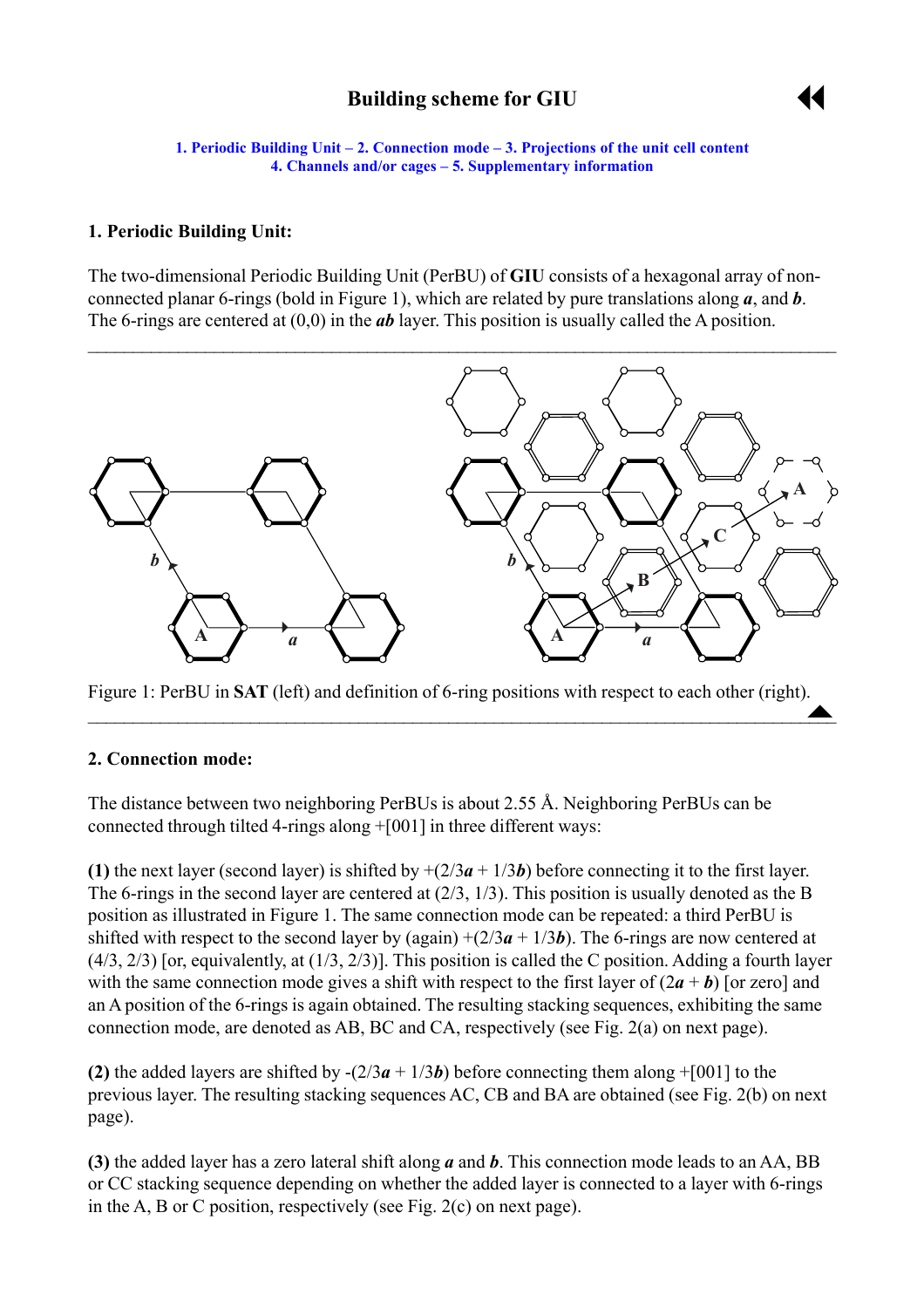# Building scheme for GIU

1. Periodic Building Unit – 2. Connection mode – 3. Projections of the unit cell content
4. Channels and/or cages – 5. Supplementary information

## 1. Periodic Building Unit:

The two-dimensional Periodic Building Unit (PerBU) of **GIU** consists of a hexagonal array of non-connected planar 6-rings (bold in Figure 1), which are related by pure translations along ***a***, and ***b***. The 6-rings are centered at (0,0) in the ***ab*** layer. This position is usually called the A position.

Figure 1: PerBU in **SAT** (left) and definition of 6-ring positions with respect to each other (right).

## 2. Connection mode:

The distance between two neighboring PerBUs is about 2.55 Å. Neighboring PerBUs can be connected through tilted 4-rings along +[001] in three different ways:

**(1)** the next layer (second layer) is shifted by +(2/3***a*** + 1/3***b***) before connecting it to the first layer. The 6-rings in the second layer are centered at (2/3, 1/3). This position is usually denoted as the B position as illustrated in Figure 1. The same connection mode can be repeated: a third PerBU is shifted with respect to the second layer by (again) +(2/3***a*** + 1/3***b***). The 6-rings are now centered at (4/3, 2/3) [or, equivalently, at (1/3, 2/3)]. This position is called the C position. Adding a fourth layer with the same connection mode gives a shift with respect to the first layer of (2***a*** + ***b***) [or zero] and an A position of the 6-rings is again obtained. The resulting stacking sequences, exhibiting the same connection mode, are denoted as AB, BC and CA, respectively (see Fig. 2(a) on next page).

**(2)** the added layers are shifted by -(2/3***a*** + 1/3***b***) before connecting them along +[001] to the previous layer. The resulting stacking sequences AC, CB and BA are obtained (see Fig. 2(b) on next page).

**(3)** the added layer has a zero lateral shift along ***a*** and ***b***. This connection mode leads to an AA, BB or CC stacking sequence depending on whether the added layer is connected to a layer with 6-rings in the A, B or C position, respectively (see Fig. 2(c) on next page).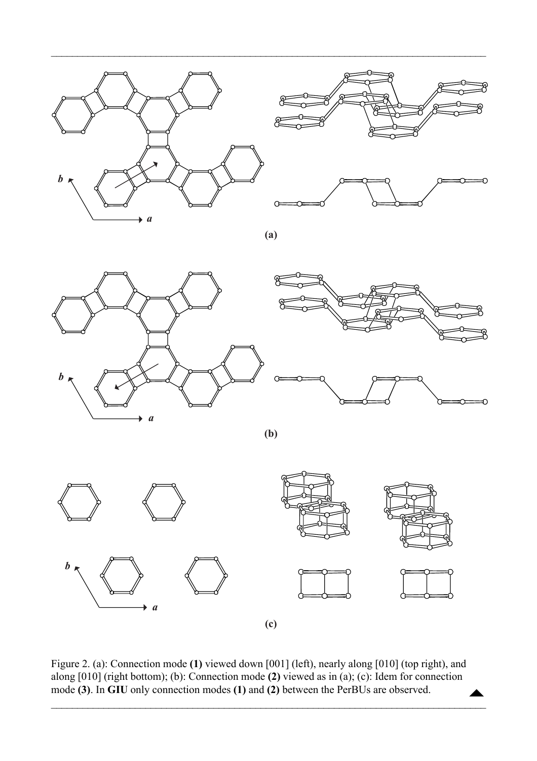Figure 2. (a): Connection mode **(1)** viewed down [001] (left), nearly along [010] (top right), and along [010] (right bottom); (b): Connection mode **(2)** viewed as in (a); (c): Idem for connection mode **(3)**. In **GIU** only connection modes **(1)** and **(2)** between the PerBUs are observed.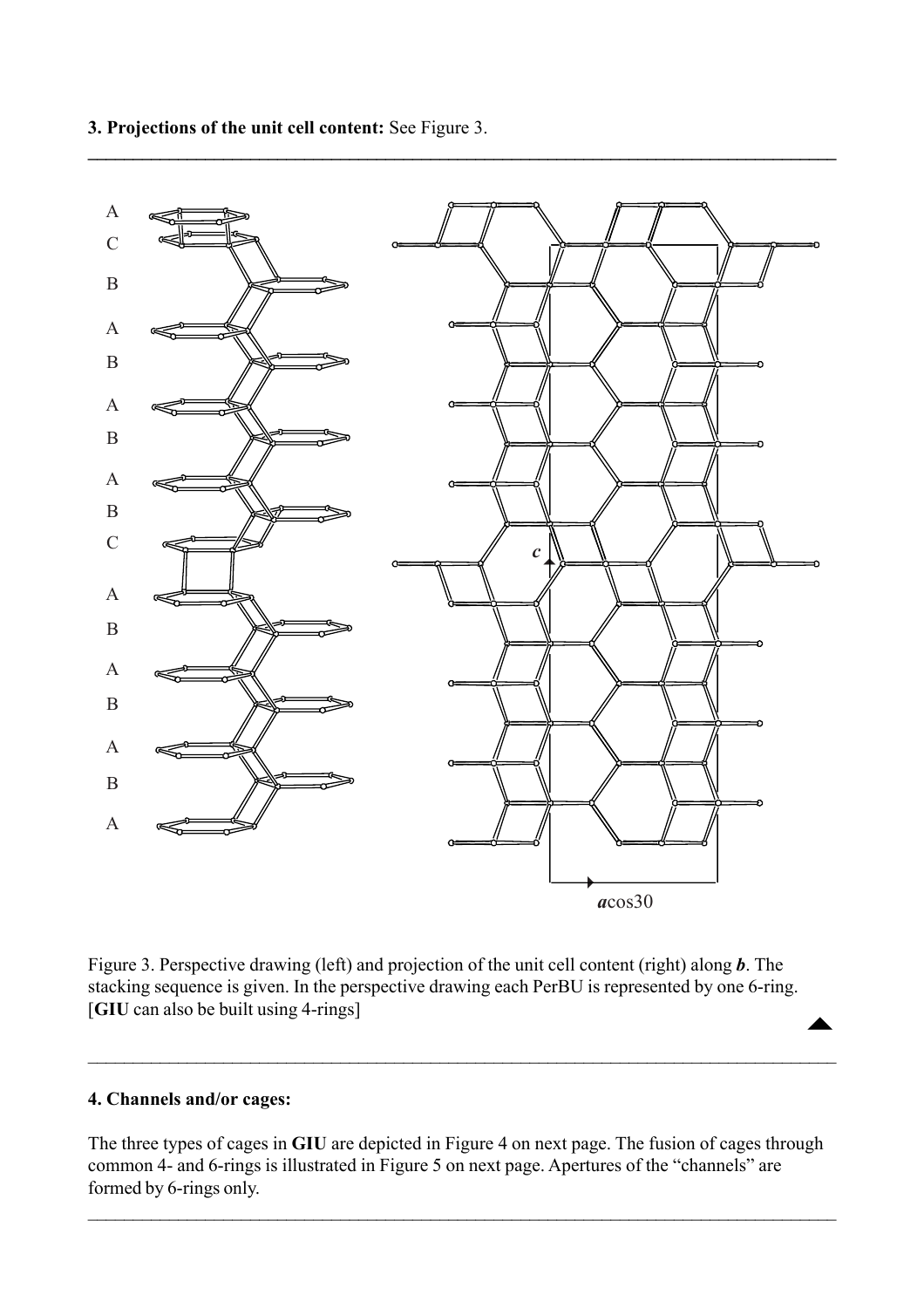**3. Projections of the unit cell content:** See Figure 3.

Figure 3. Perspective drawing (left) and projection of the unit cell content (right) along ***b***. The stacking sequence is given. In the perspective drawing each PerBU is represented by one 6-ring. [**GIU** can also be built using 4-rings]

**4. Channels and/or cages:**

The three types of cages in **GIU** are depicted in Figure 4 on next page. The fusion of cages through common 4- and 6-rings is illustrated in Figure 5 on next page. Apertures of the "channels" are formed by 6-rings only.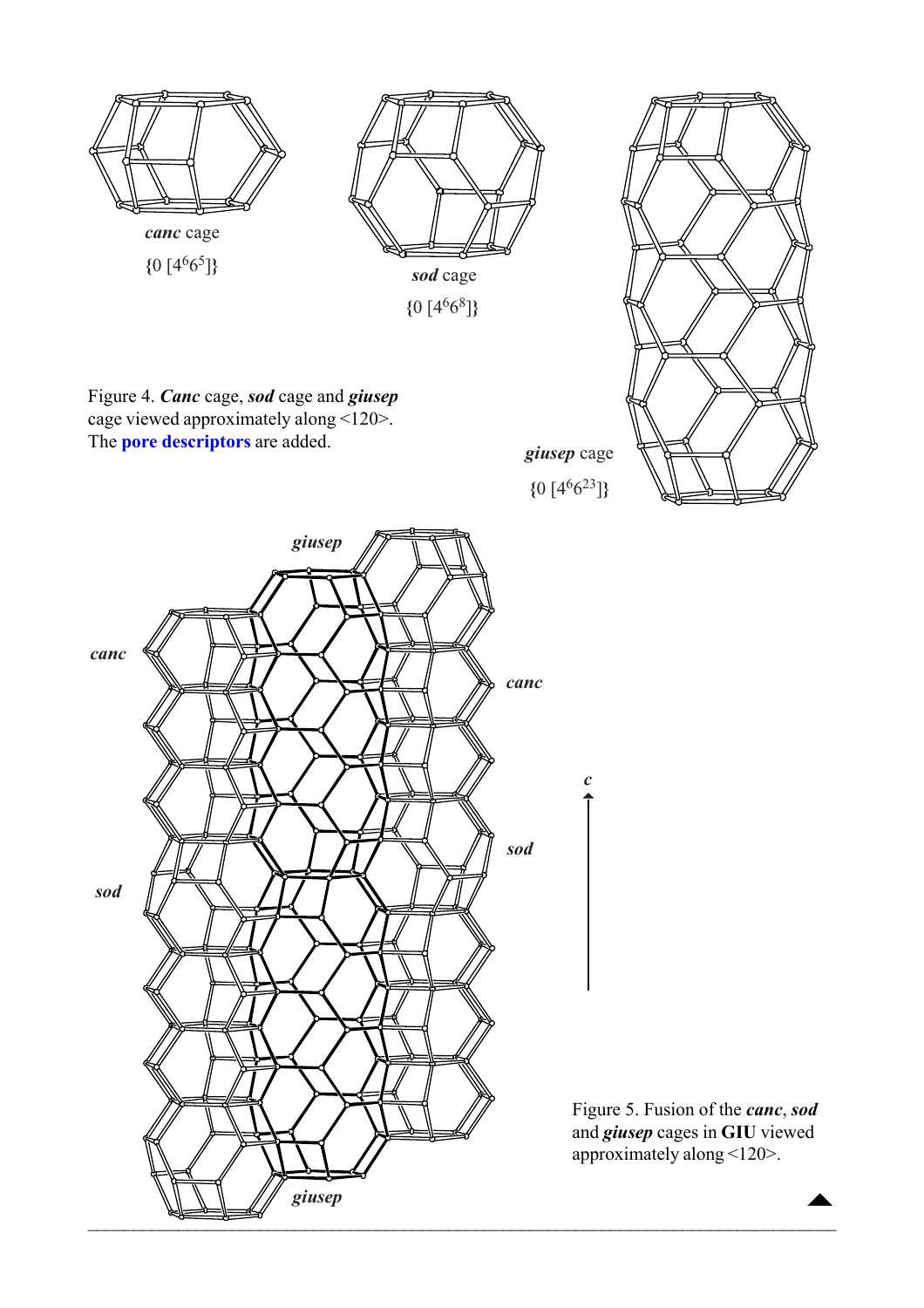*canc* cage

{0 [$4^6 6^5$]}

*sod* cage

{0 [$4^6 6^8$]}

*giusep* cage

{0 [$4^6 6^{23}$]}

Figure 4. ***Canc*** cage, ***sod*** cage and ***giusep*** cage viewed approximately along <120>. The **pore descriptors** are added.

*giusep*

*canc*

*canc*

*sod*

*sod*

*giusep*

*c*

Figure 5. Fusion of the ***canc***, ***sod*** and ***giusep*** cages in **GIU** viewed approximately along <120>.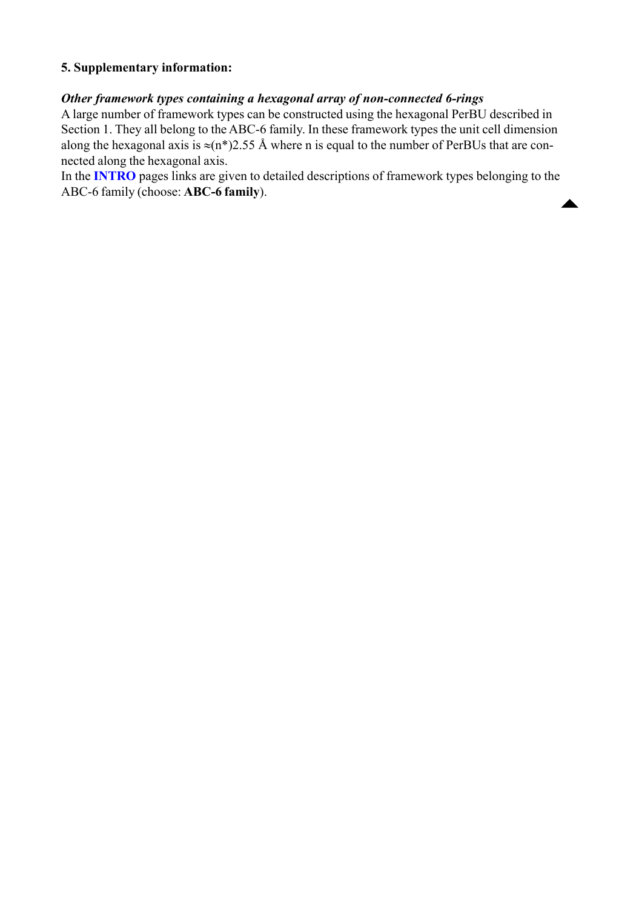### 5. Supplementary information:

***Other framework types containing a hexagonal array of non-connected 6-rings***

A large number of framework types can be constructed using the hexagonal PerBU described in Section 1. They all belong to the ABC-6 family. In these framework types the unit cell dimension along the hexagonal axis is $\approx(n*)2.55$ Å where n is equal to the number of PerBUs that are connected along the hexagonal axis.

In the **INTRO** pages links are given to detailed descriptions of framework types belonging to the ABC-6 family (choose: **ABC-6 family**).